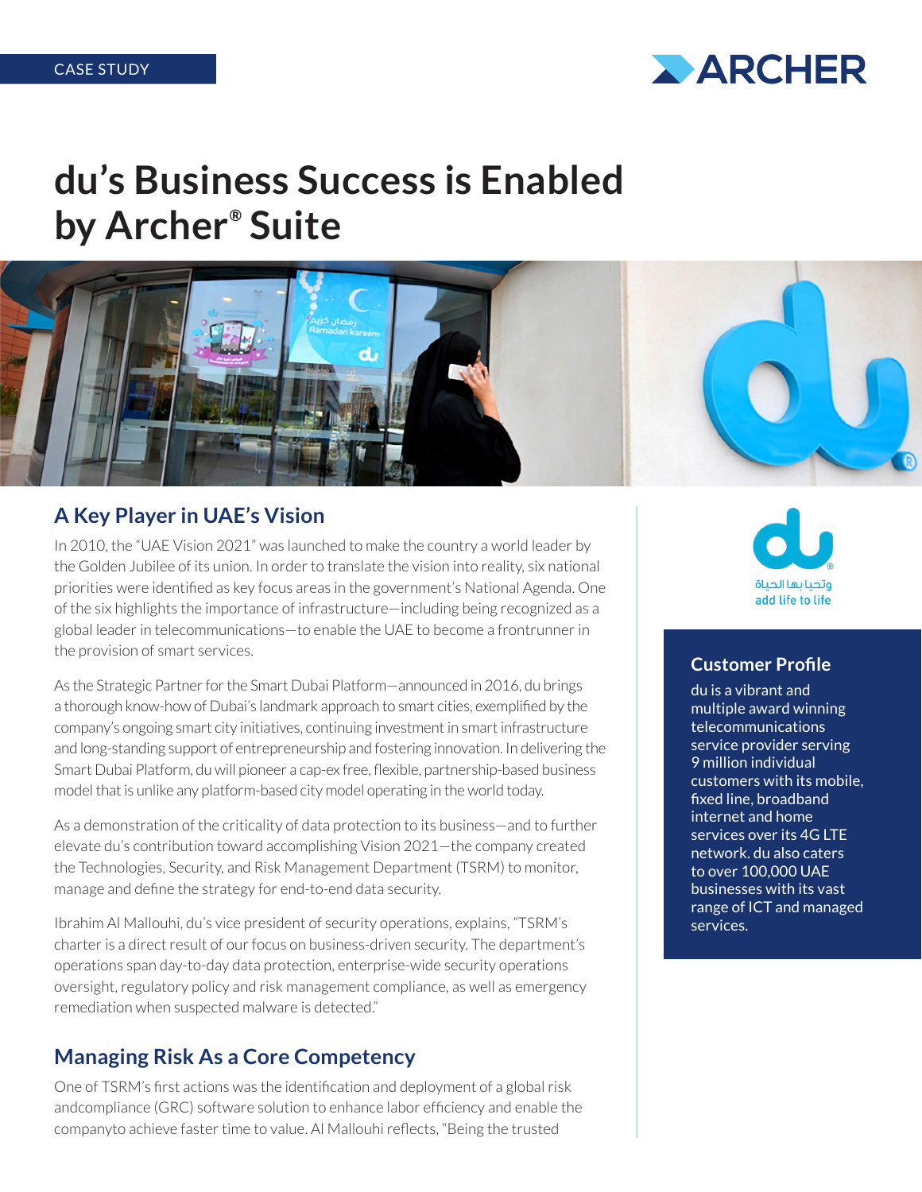CASE STUDY

# du's Business Success is Enabled by Archer® Suite

## A Key Player in UAE's Vision

In 2010, the "UAE Vision 2021" was launched to make the country a world leader by the Golden Jubilee of its union. In order to translate the vision into reality, six national priorities were identified as key focus areas in the government's National Agenda. One of the six highlights the importance of infrastructure—including being recognized as a global leader in telecommunications—to enable the UAE to become a frontrunner in the provision of smart services.

As the Strategic Partner for the Smart Dubai Platform—announced in 2016, du brings a thorough know-how of Dubai's landmark approach to smart cities, exemplified by the company's ongoing smart city initiatives, continuing investment in smart infrastructure and long-standing support of entrepreneurship and fostering innovation. In delivering the Smart Dubai Platform, du will pioneer a cap-ex free, flexible, partnership-based business model that is unlike any platform-based city model operating in the world today.

As a demonstration of the criticality of data protection to its business—and to further elevate du's contribution toward accomplishing Vision 2021—the company created the Technologies, Security, and Risk Management Department (TSRM) to monitor, manage and define the strategy for end-to-end data security.

Ibrahim Al Mallouhi, du's vice president of security operations, explains, "TSRM's charter is a direct result of our focus on business-driven security. The department's operations span day-to-day data protection, enterprise-wide security operations oversight, regulatory policy and risk management compliance, as well as emergency remediation when suspected malware is detected."

## Managing Risk As a Core Competency

One of TSRM's first actions was the identification and deployment of a global risk andcompliance (GRC) software solution to enhance labor efficiency and enable the companyto achieve faster time to value. Al Mallouhi reflects, "Being the trusted

وتحيا بها الحياة
add life to life

### Customer Profile

du is a vibrant and multiple award winning telecommunications service provider serving 9 million individual customers with its mobile, fixed line, broadband internet and home services over its 4G LTE network. du also caters to over 100,000 UAE businesses with its vast range of ICT and managed services.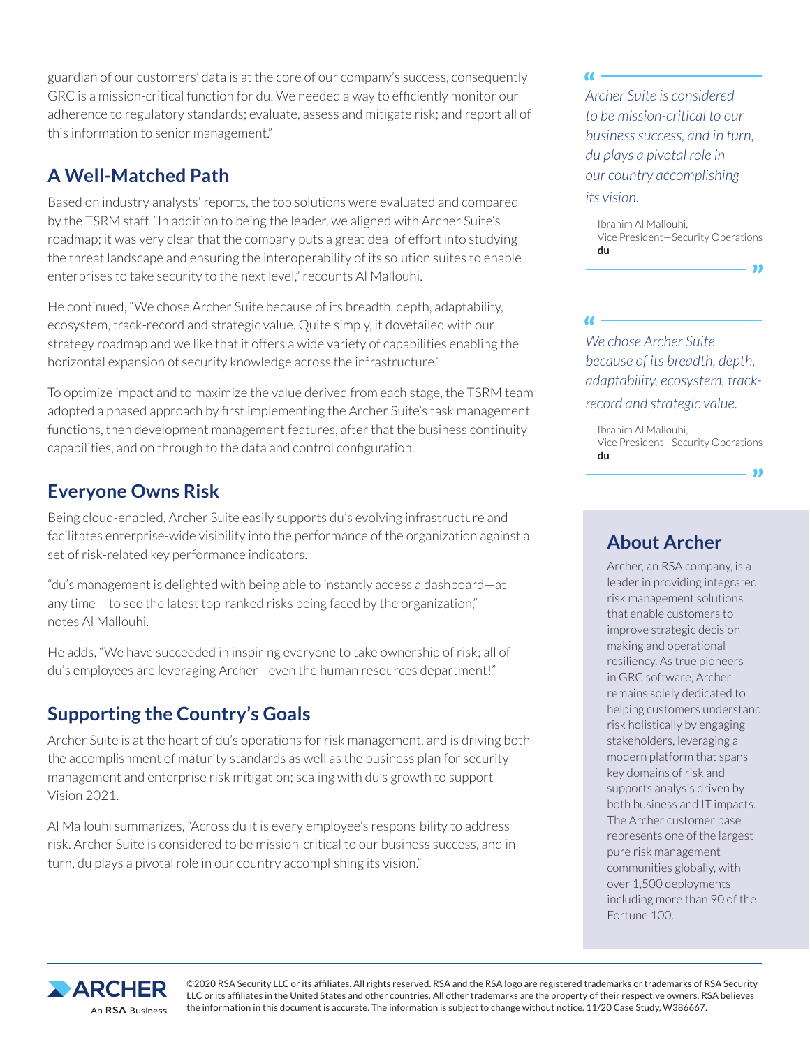guardian of our customers' data is at the core of our company's success, consequently GRC is a mission-critical function for du. We needed a way to efficiently monitor our adherence to regulatory standards; evaluate, assess and mitigate risk; and report all of this information to senior management."

## A Well-Matched Path

Based on industry analysts' reports, the top solutions were evaluated and compared by the TSRM staff. "In addition to being the leader, we aligned with Archer Suite's roadmap; it was very clear that the company puts a great deal of effort into studying the threat landscape and ensuring the interoperability of its solution suites to enable enterprises to take security to the next level," recounts Al Mallouhi.

He continued, "We chose Archer Suite because of its breadth, depth, adaptability, ecosystem, track-record and strategic value. Quite simply, it dovetailed with our strategy roadmap and we like that it offers a wide variety of capabilities enabling the horizontal expansion of security knowledge across the infrastructure."

To optimize impact and to maximize the value derived from each stage, the TSRM team adopted a phased approach by first implementing the Archer Suite's task management functions, then development management features, after that the business continuity capabilities, and on through to the data and control configuration.

## Everyone Owns Risk

Being cloud-enabled, Archer Suite easily supports du's evolving infrastructure and facilitates enterprise-wide visibility into the performance of the organization against a set of risk-related key performance indicators.

"du's management is delighted with being able to instantly access a dashboard—at any time— to see the latest top-ranked risks being faced by the organization," notes Al Mallouhi.

He adds, "We have succeeded in inspiring everyone to take ownership of risk; all of du's employees are leveraging Archer—even the human resources department!"

## Supporting the Country's Goals

Archer Suite is at the heart of du's operations for risk management, and is driving both the accomplishment of maturity standards as well as the business plan for security management and enterprise risk mitigation; scaling with du's growth to support Vision 2021.

Al Mallouhi summarizes, "Across du it is every employee's responsibility to address risk. Archer Suite is considered to be mission-critical to our business success, and in turn, du plays a pivotal role in our country accomplishing its vision."

> *"Archer Suite is considered to be mission-critical to our business success, and in turn, du plays a pivotal role in our country accomplishing its vision."*
>
> Ibrahim Al Mallouhi,
> Vice President—Security Operations
> **du**

> *"We chose Archer Suite because of its breadth, depth, adaptability, ecosystem, track-record and strategic value."*
>
> Ibrahim Al Mallouhi,
> Vice President—Security Operations
> **du**

## About Archer

Archer, an RSA company, is a leader in providing integrated risk management solutions that enable customers to improve strategic decision making and operational resiliency. As true pioneers in GRC software, Archer remains solely dedicated to helping customers understand risk holistically by engaging stakeholders, leveraging a modern platform that spans key domains of risk and supports analysis driven by both business and IT impacts. The Archer customer base represents one of the largest pure risk management communities globally, with over 1,500 deployments including more than 90 of the Fortune 100.

ARCHER An RSA Business

©2020 RSA Security LLC or its affiliates. All rights reserved. RSA and the RSA logo are registered trademarks or trademarks of RSA Security LLC or its affiliates in the United States and other countries. All other trademarks are the property of their respective owners. RSA believes the information in this document is accurate. The information is subject to change without notice. 11/20 Case Study, W386667.